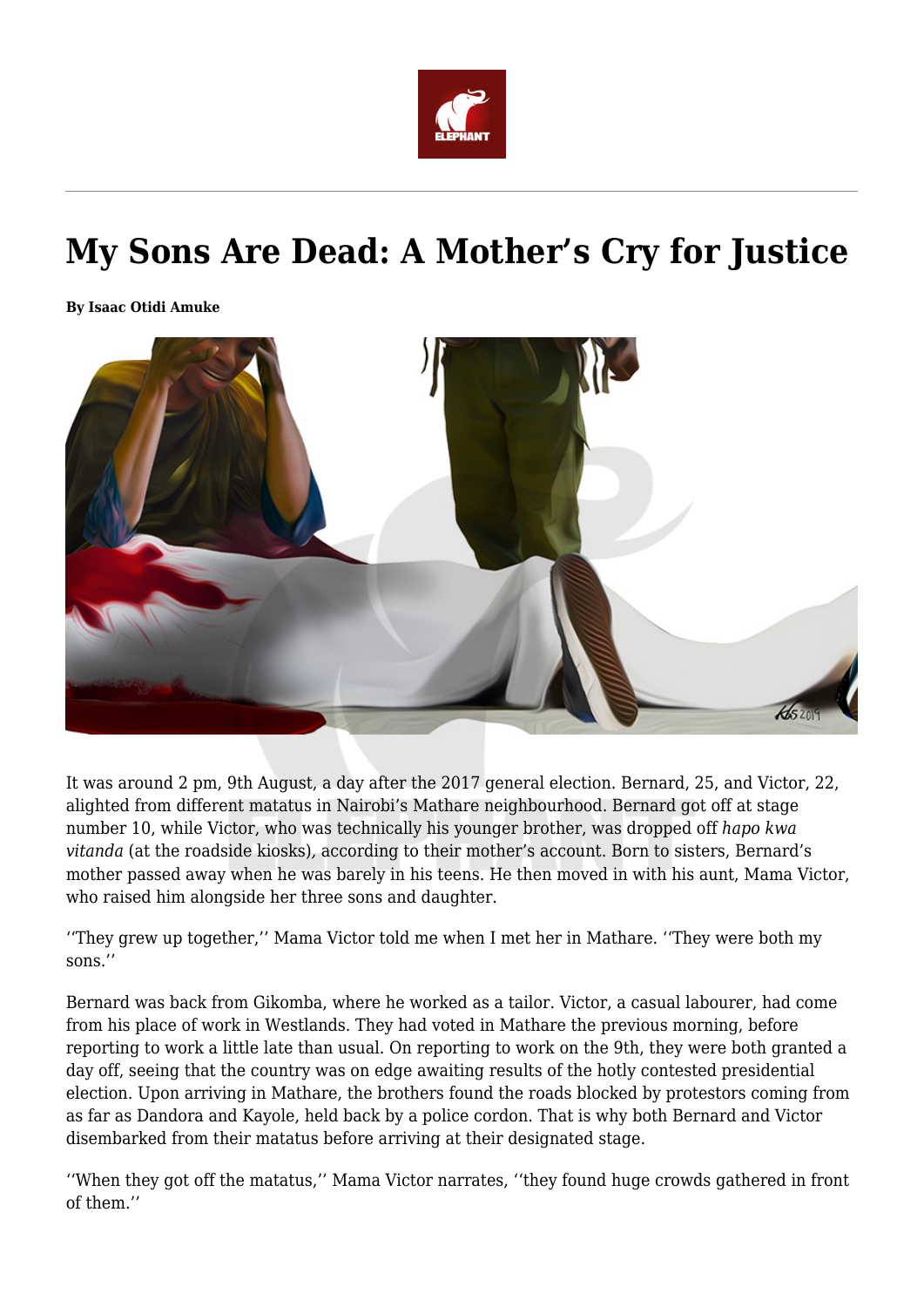# My Sons Are Dead: A Mother's Cry for Justice

**By Isaac Otidi Amuke**

It was around 2 pm, 9th August, a day after the 2017 general election. Bernard, 25, and Victor, 22, alighted from different matatus in Nairobi's Mathare neighbourhood. Bernard got off at stage number 10, while Victor, who was technically his younger brother, was dropped off *hapo kwa vitanda* (at the roadside kiosks), according to their mother's account. Born to sisters, Bernard's mother passed away when he was barely in his teens. He then moved in with his aunt, Mama Victor, who raised him alongside her three sons and daughter.

''They grew up together,'' Mama Victor told me when I met her in Mathare. ''They were both my sons.''

Bernard was back from Gikomba, where he worked as a tailor. Victor, a casual labourer, had come from his place of work in Westlands. They had voted in Mathare the previous morning, before reporting to work a little late than usual. On reporting to work on the 9th, they were both granted a day off, seeing that the country was on edge awaiting results of the hotly contested presidential election. Upon arriving in Mathare, the brothers found the roads blocked by protestors coming from as far as Dandora and Kayole, held back by a police cordon. That is why both Bernard and Victor disembarked from their matatus before arriving at their designated stage.

''When they got off the matatus,'' Mama Victor narrates, ''they found huge crowds gathered in front of them.''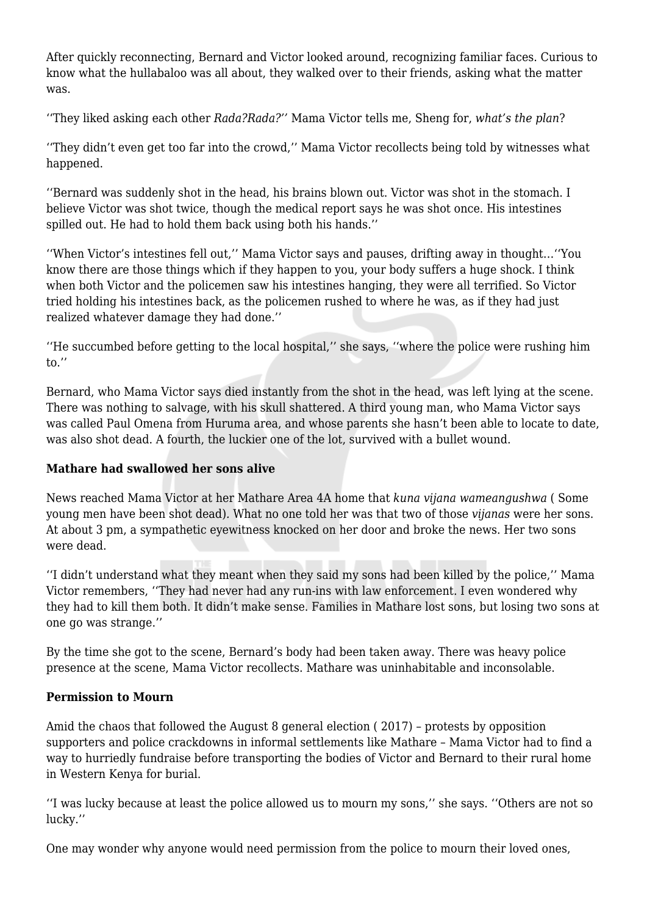After quickly reconnecting, Bernard and Victor looked around, recognizing familiar faces. Curious to know what the hullabaloo was all about, they walked over to their friends, asking what the matter was.

‘‘They liked asking each other *Rada?Rada?*’’ Mama Victor tells me, Sheng for, *what’s the plan*?

‘‘They didn’t even get too far into the crowd,’’ Mama Victor recollects being told by witnesses what happened.

‘‘Bernard was suddenly shot in the head, his brains blown out. Victor was shot in the stomach. I believe Victor was shot twice, though the medical report says he was shot once. His intestines spilled out. He had to hold them back using both his hands.’’

‘‘When Victor’s intestines fell out,’’ Mama Victor says and pauses, drifting away in thought…‘‘You know there are those things which if they happen to you, your body suffers a huge shock. I think when both Victor and the policemen saw his intestines hanging, they were all terrified. So Victor tried holding his intestines back, as the policemen rushed to where he was, as if they had just realized whatever damage they had done.’’

‘‘He succumbed before getting to the local hospital,’’ she says, ‘‘where the police were rushing him to.’’

Bernard, who Mama Victor says died instantly from the shot in the head, was left lying at the scene. There was nothing to salvage, with his skull shattered. A third young man, who Mama Victor says was called Paul Omena from Huruma area, and whose parents she hasn’t been able to locate to date, was also shot dead. A fourth, the luckier one of the lot, survived with a bullet wound.

**Mathare had swallowed her sons alive**

News reached Mama Victor at her Mathare Area 4A home that *kuna vijana wameangushwa* ( Some young men have been shot dead). What no one told her was that two of those *vijanas* were her sons. At about 3 pm, a sympathetic eyewitness knocked on her door and broke the news. Her two sons were dead.

‘‘I didn’t understand what they meant when they said my sons had been killed by the police,’’ Mama Victor remembers, ‘‘They had never had any run-ins with law enforcement. I even wondered why they had to kill them both. It didn’t make sense. Families in Mathare lost sons, but losing two sons at one go was strange.’’

By the time she got to the scene, Bernard’s body had been taken away. There was heavy police presence at the scene, Mama Victor recollects. Mathare was uninhabitable and inconsolable.

**Permission to Mourn**

Amid the chaos that followed the August 8 general election ( 2017) – protests by opposition supporters and police crackdowns in informal settlements like Mathare – Mama Victor had to find a way to hurriedly fundraise before transporting the bodies of Victor and Bernard to their rural home in Western Kenya for burial.

‘‘I was lucky because at least the police allowed us to mourn my sons,’’ she says. ‘‘Others are not so lucky.’’

One may wonder why anyone would need permission from the police to mourn their loved ones,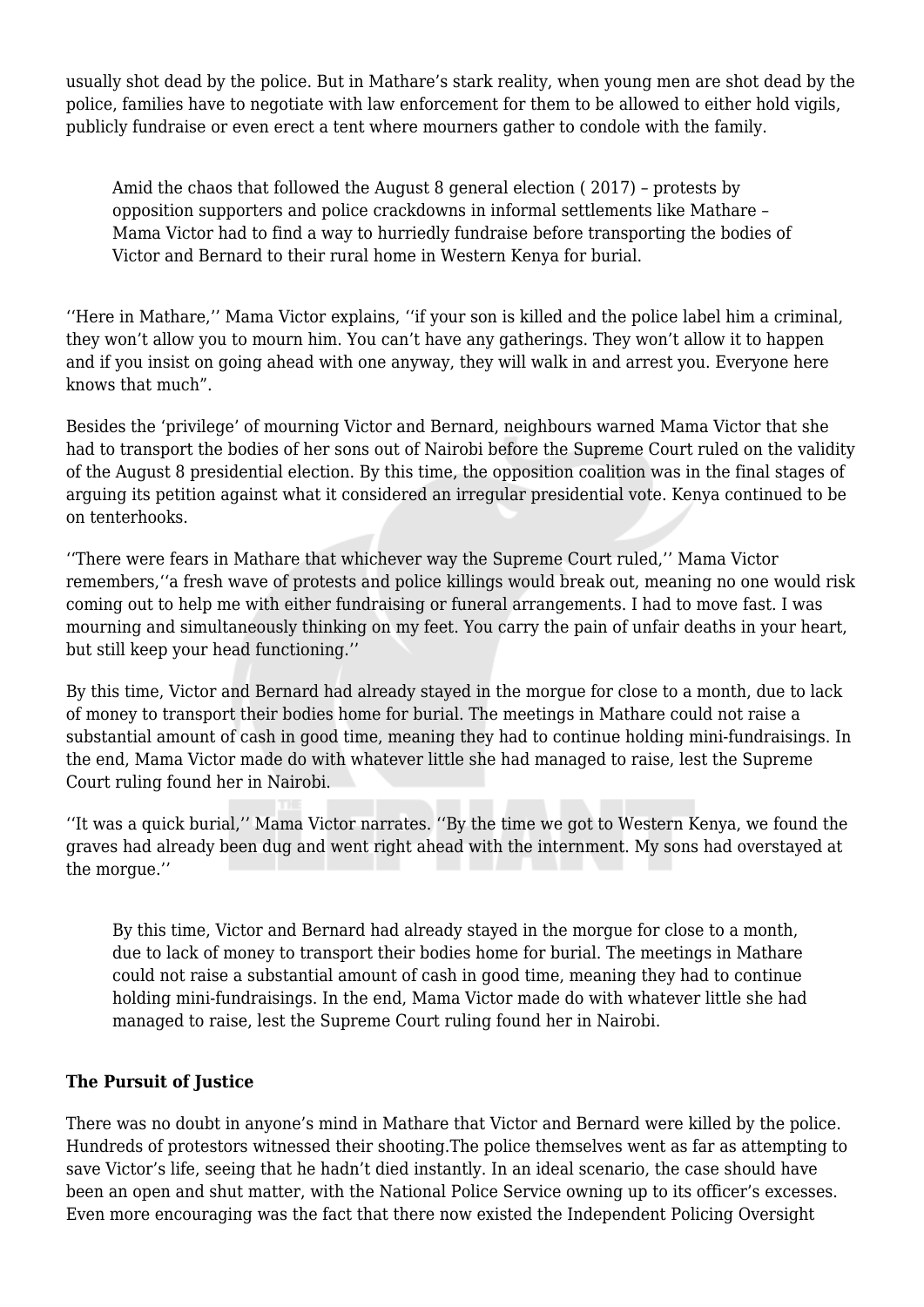usually shot dead by the police. But in Mathare's stark reality, when young men are shot dead by the police, families have to negotiate with law enforcement for them to be allowed to either hold vigils, publicly fundraise or even erect a tent where mourners gather to condole with the family.

> Amid the chaos that followed the August 8 general election ( 2017) – protests by opposition supporters and police crackdowns in informal settlements like Mathare – Mama Victor had to find a way to hurriedly fundraise before transporting the bodies of Victor and Bernard to their rural home in Western Kenya for burial.

''Here in Mathare,'' Mama Victor explains, ''if your son is killed and the police label him a criminal, they won't allow you to mourn him. You can't have any gatherings. They won't allow it to happen and if you insist on going ahead with one anyway, they will walk in and arrest you. Everyone here knows that much".

Besides the 'privilege' of mourning Victor and Bernard, neighbours warned Mama Victor that she had to transport the bodies of her sons out of Nairobi before the Supreme Court ruled on the validity of the August 8 presidential election. By this time, the opposition coalition was in the final stages of arguing its petition against what it considered an irregular presidential vote. Kenya continued to be on tenterhooks.

''There were fears in Mathare that whichever way the Supreme Court ruled,'' Mama Victor remembers,''a fresh wave of protests and police killings would break out, meaning no one would risk coming out to help me with either fundraising or funeral arrangements. I had to move fast. I was mourning and simultaneously thinking on my feet. You carry the pain of unfair deaths in your heart, but still keep your head functioning.''

By this time, Victor and Bernard had already stayed in the morgue for close to a month, due to lack of money to transport their bodies home for burial. The meetings in Mathare could not raise a substantial amount of cash in good time, meaning they had to continue holding mini-fundraisings. In the end, Mama Victor made do with whatever little she had managed to raise, lest the Supreme Court ruling found her in Nairobi.

''It was a quick burial,'' Mama Victor narrates. ''By the time we got to Western Kenya, we found the graves had already been dug and went right ahead with the internment. My sons had overstayed at the morgue.''

> By this time, Victor and Bernard had already stayed in the morgue for close to a month, due to lack of money to transport their bodies home for burial. The meetings in Mathare could not raise a substantial amount of cash in good time, meaning they had to continue holding mini-fundraisings. In the end, Mama Victor made do with whatever little she had managed to raise, lest the Supreme Court ruling found her in Nairobi.

**The Pursuit of Justice**

There was no doubt in anyone's mind in Mathare that Victor and Bernard were killed by the police. Hundreds of protestors witnessed their shooting.The police themselves went as far as attempting to save Victor's life, seeing that he hadn't died instantly. In an ideal scenario, the case should have been an open and shut matter, with the National Police Service owning up to its officer's excesses. Even more encouraging was the fact that there now existed the Independent Policing Oversight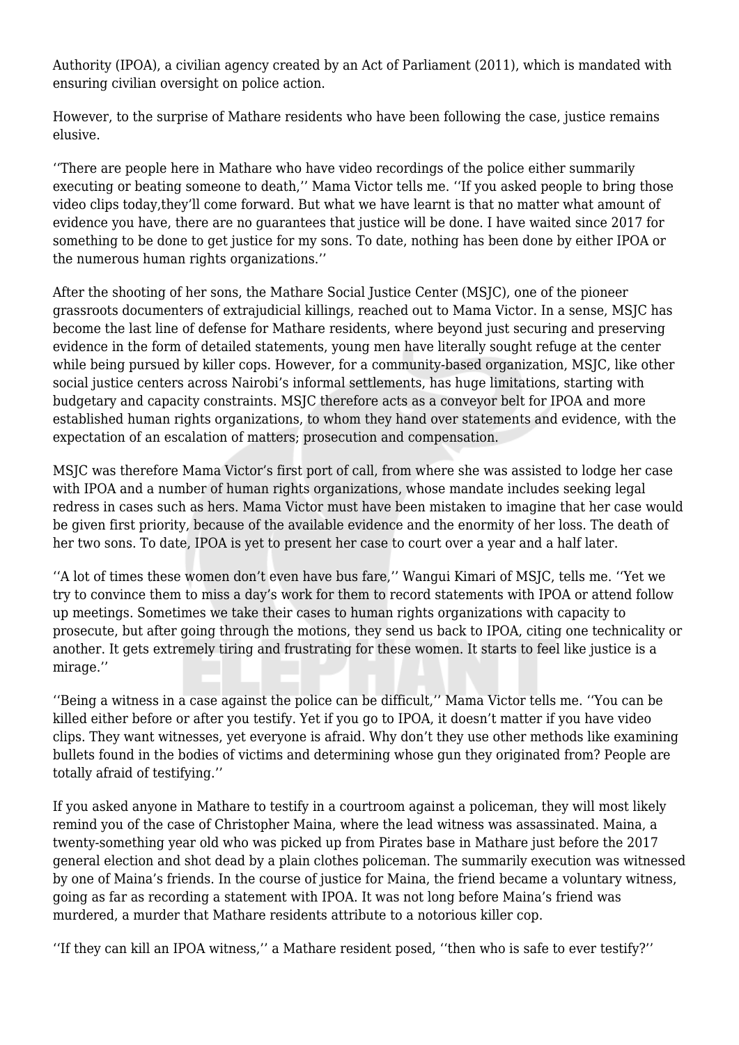Authority (IPOA), a civilian agency created by an Act of Parliament (2011), which is mandated with ensuring civilian oversight on police action.

However, to the surprise of Mathare residents who have been following the case, justice remains elusive.

‘‘There are people here in Mathare who have video recordings of the police either summarily executing or beating someone to death,’’ Mama Victor tells me. ‘‘If you asked people to bring those video clips today,they’ll come forward. But what we have learnt is that no matter what amount of evidence you have, there are no guarantees that justice will be done. I have waited since 2017 for something to be done to get justice for my sons. To date, nothing has been done by either IPOA or the numerous human rights organizations.’’

After the shooting of her sons, the Mathare Social Justice Center (MSJC), one of the pioneer grassroots documenters of extrajudicial killings, reached out to Mama Victor. In a sense, MSJC has become the last line of defense for Mathare residents, where beyond just securing and preserving evidence in the form of detailed statements, young men have literally sought refuge at the center while being pursued by killer cops. However, for a community-based organization, MSJC, like other social justice centers across Nairobi’s informal settlements, has huge limitations, starting with budgetary and capacity constraints. MSJC therefore acts as a conveyor belt for IPOA and more established human rights organizations, to whom they hand over statements and evidence, with the expectation of an escalation of matters; prosecution and compensation.

MSJC was therefore Mama Victor’s first port of call, from where she was assisted to lodge her case with IPOA and a number of human rights organizations, whose mandate includes seeking legal redress in cases such as hers. Mama Victor must have been mistaken to imagine that her case would be given first priority, because of the available evidence and the enormity of her loss. The death of her two sons. To date, IPOA is yet to present her case to court over a year and a half later.

‘‘A lot of times these women don’t even have bus fare,’’ Wangui Kimari of MSJC, tells me. ‘‘Yet we try to convince them to miss a day’s work for them to record statements with IPOA or attend follow up meetings. Sometimes we take their cases to human rights organizations with capacity to prosecute, but after going through the motions, they send us back to IPOA, citing one technicality or another. It gets extremely tiring and frustrating for these women. It starts to feel like justice is a mirage.’’

‘‘Being a witness in a case against the police can be difficult,’’ Mama Victor tells me. ‘‘You can be killed either before or after you testify. Yet if you go to IPOA, it doesn’t matter if you have video clips. They want witnesses, yet everyone is afraid. Why don’t they use other methods like examining bullets found in the bodies of victims and determining whose gun they originated from? People are totally afraid of testifying.’’

If you asked anyone in Mathare to testify in a courtroom against a policeman, they will most likely remind you of the case of Christopher Maina, where the lead witness was assassinated. Maina, a twenty-something year old who was picked up from Pirates base in Mathare just before the 2017 general election and shot dead by a plain clothes policeman. The summarily execution was witnessed by one of Maina’s friends. In the course of justice for Maina, the friend became a voluntary witness, going as far as recording a statement with IPOA. It was not long before Maina’s friend was murdered, a murder that Mathare residents attribute to a notorious killer cop.

‘‘If they can kill an IPOA witness,’’ a Mathare resident posed, ‘‘then who is safe to ever testify?’’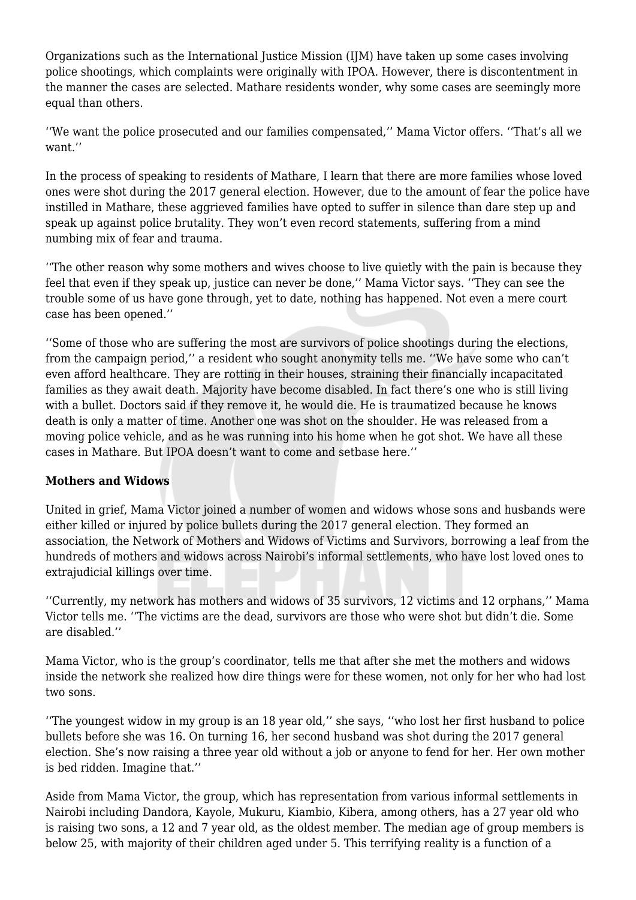Organizations such as the International Justice Mission (IJM) have taken up some cases involving police shootings, which complaints were originally with IPOA. However, there is discontentment in the manner the cases are selected. Mathare residents wonder, why some cases are seemingly more equal than others.

‘‘We want the police prosecuted and our families compensated,’’ Mama Victor offers. ‘‘That’s all we want.’’

In the process of speaking to residents of Mathare, I learn that there are more families whose loved ones were shot during the 2017 general election. However, due to the amount of fear the police have instilled in Mathare, these aggrieved families have opted to suffer in silence than dare step up and speak up against police brutality. They won’t even record statements, suffering from a mind numbing mix of fear and trauma.

‘‘The other reason why some mothers and wives choose to live quietly with the pain is because they feel that even if they speak up, justice can never be done,’’ Mama Victor says. ‘‘They can see the trouble some of us have gone through, yet to date, nothing has happened. Not even a mere court case has been opened.’’

‘‘Some of those who are suffering the most are survivors of police shootings during the elections, from the campaign period,’’ a resident who sought anonymity tells me. ‘‘We have some who can’t even afford healthcare. They are rotting in their houses, straining their financially incapacitated families as they await death. Majority have become disabled. In fact there’s one who is still living with a bullet. Doctors said if they remove it, he would die. He is traumatized because he knows death is only a matter of time. Another one was shot on the shoulder. He was released from a moving police vehicle, and as he was running into his home when he got shot. We have all these cases in Mathare. But IPOA doesn’t want to come and setbase here.’’

**Mothers and Widows**

United in grief, Mama Victor joined a number of women and widows whose sons and husbands were either killed or injured by police bullets during the 2017 general election. They formed an association, the Network of Mothers and Widows of Victims and Survivors, borrowing a leaf from the hundreds of mothers and widows across Nairobi’s informal settlements, who have lost loved ones to extrajudicial killings over time.

‘‘Currently, my network has mothers and widows of 35 survivors, 12 victims and 12 orphans,’’ Mama Victor tells me. ‘‘The victims are the dead, survivors are those who were shot but didn’t die. Some are disabled.’’

Mama Victor, who is the group’s coordinator, tells me that after she met the mothers and widows inside the network she realized how dire things were for these women, not only for her who had lost two sons.

‘‘The youngest widow in my group is an 18 year old,’’ she says, ‘‘who lost her first husband to police bullets before she was 16. On turning 16, her second husband was shot during the 2017 general election. She’s now raising a three year old without a job or anyone to fend for her. Her own mother is bed ridden. Imagine that.’’

Aside from Mama Victor, the group, which has representation from various informal settlements in Nairobi including Dandora, Kayole, Mukuru, Kiambio, Kibera, among others, has a 27 year old who is raising two sons, a 12 and 7 year old, as the oldest member. The median age of group members is below 25, with majority of their children aged under 5. This terrifying reality is a function of a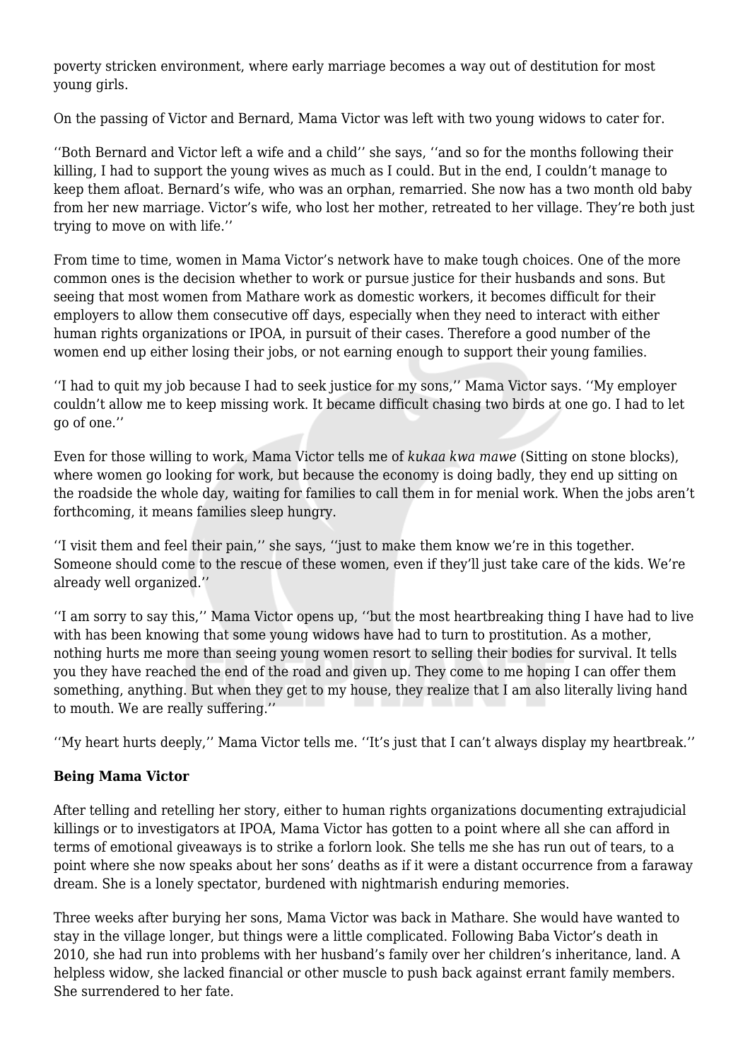poverty stricken environment, where early marriage becomes a way out of destitution for most young girls.

On the passing of Victor and Bernard, Mama Victor was left with two young widows to cater for.

‘’Both Bernard and Victor left a wife and a child’’ she says, ‘’and so for the months following their killing, I had to support the young wives as much as I could. But in the end, I couldn’t manage to keep them afloat. Bernard’s wife, who was an orphan, remarried. She now has a two month old baby from her new marriage. Victor’s wife, who lost her mother, retreated to her village. They’re both just trying to move on with life.’’

From time to time, women in Mama Victor’s network have to make tough choices. One of the more common ones is the decision whether to work or pursue justice for their husbands and sons. But seeing that most women from Mathare work as domestic workers, it becomes difficult for their employers to allow them consecutive off days, especially when they need to interact with either human rights organizations or IPOA, in pursuit of their cases. Therefore a good number of the women end up either losing their jobs, or not earning enough to support their young families.

‘’I had to quit my job because I had to seek justice for my sons,’’ Mama Victor says. ‘’My employer couldn’t allow me to keep missing work. It became difficult chasing two birds at one go. I had to let go of one.’’

Even for those willing to work, Mama Victor tells me of *kukaa kwa mawe* (Sitting on stone blocks), where women go looking for work, but because the economy is doing badly, they end up sitting on the roadside the whole day, waiting for families to call them in for menial work. When the jobs aren’t forthcoming, it means families sleep hungry.

‘’I visit them and feel their pain,’’ she says, ‘’just to make them know we’re in this together. Someone should come to the rescue of these women, even if they’ll just take care of the kids. We’re already well organized.’’

‘’I am sorry to say this,’’ Mama Victor opens up, ‘’but the most heartbreaking thing I have had to live with has been knowing that some young widows have had to turn to prostitution. As a mother, nothing hurts me more than seeing young women resort to selling their bodies for survival. It tells you they have reached the end of the road and given up. They come to me hoping I can offer them something, anything. But when they get to my house, they realize that I am also literally living hand to mouth. We are really suffering.’’

‘’My heart hurts deeply,’’ Mama Victor tells me. ‘’It’s just that I can’t always display my heartbreak.’’

**Being Mama Victor**

After telling and retelling her story, either to human rights organizations documenting extrajudicial killings or to investigators at IPOA, Mama Victor has gotten to a point where all she can afford in terms of emotional giveaways is to strike a forlorn look. She tells me she has run out of tears, to a point where she now speaks about her sons’ deaths as if it were a distant occurrence from a faraway dream. She is a lonely spectator, burdened with nightmarish enduring memories.

Three weeks after burying her sons, Mama Victor was back in Mathare. She would have wanted to stay in the village longer, but things were a little complicated. Following Baba Victor’s death in 2010, she had run into problems with her husband’s family over her children’s inheritance, land. A helpless widow, she lacked financial or other muscle to push back against errant family members. She surrendered to her fate.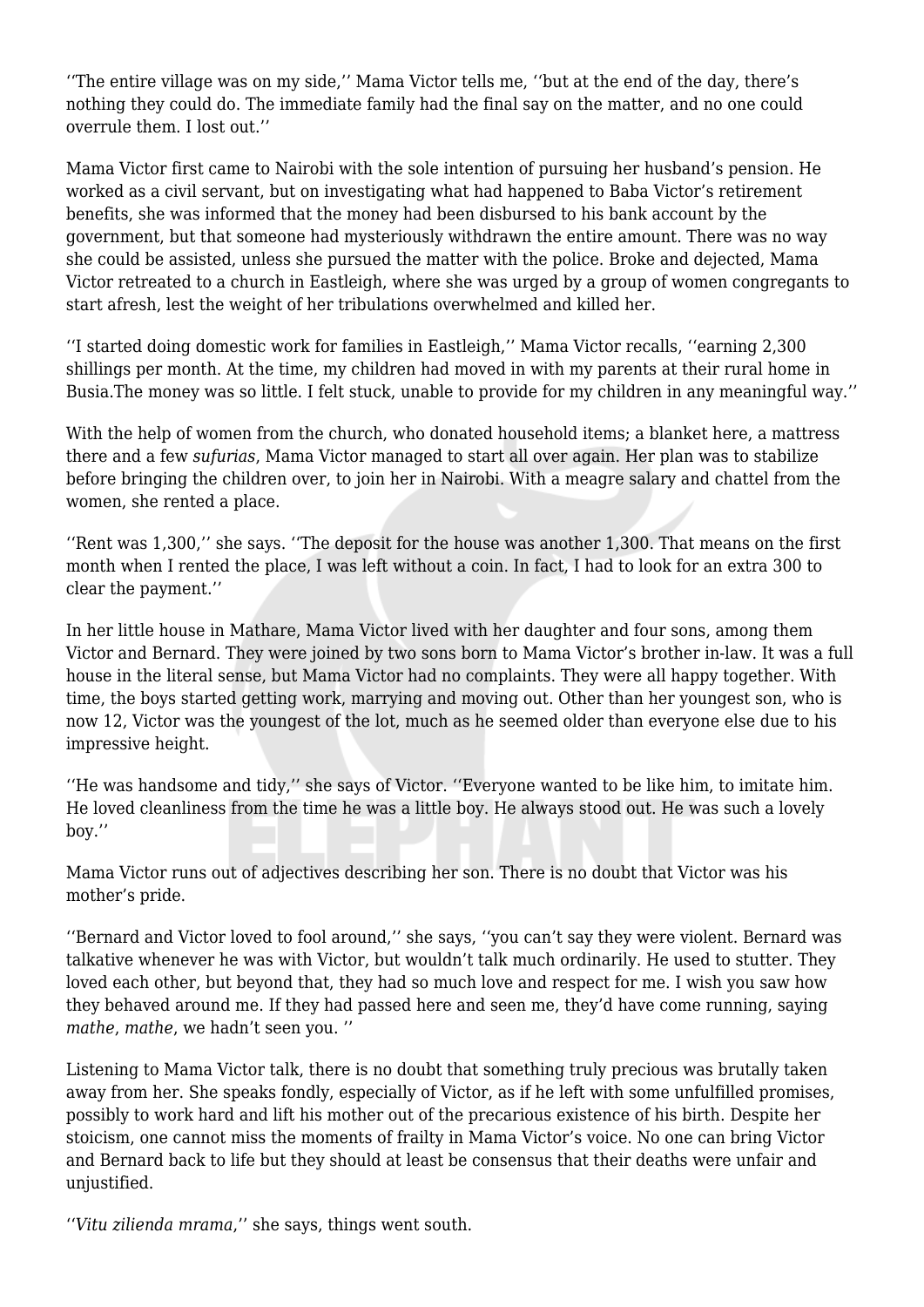''The entire village was on my side,'' Mama Victor tells me, ''but at the end of the day, there's nothing they could do. The immediate family had the final say on the matter, and no one could overrule them. I lost out.''

Mama Victor first came to Nairobi with the sole intention of pursuing her husband's pension. He worked as a civil servant, but on investigating what had happened to Baba Victor's retirement benefits, she was informed that the money had been disbursed to his bank account by the government, but that someone had mysteriously withdrawn the entire amount. There was no way she could be assisted, unless she pursued the matter with the police. Broke and dejected, Mama Victor retreated to a church in Eastleigh, where she was urged by a group of women congregants to start afresh, lest the weight of her tribulations overwhelmed and killed her.

''I started doing domestic work for families in Eastleigh,'' Mama Victor recalls, ''earning 2,300 shillings per month. At the time, my children had moved in with my parents at their rural home in Busia.The money was so little. I felt stuck, unable to provide for my children in any meaningful way.''

With the help of women from the church, who donated household items; a blanket here, a mattress there and a few *sufurias*, Mama Victor managed to start all over again. Her plan was to stabilize before bringing the children over, to join her in Nairobi. With a meagre salary and chattel from the women, she rented a place.

''Rent was 1,300,'' she says. ''The deposit for the house was another 1,300. That means on the first month when I rented the place, I was left without a coin. In fact, I had to look for an extra 300 to clear the payment.''

In her little house in Mathare, Mama Victor lived with her daughter and four sons, among them Victor and Bernard. They were joined by two sons born to Mama Victor's brother in-law. It was a full house in the literal sense, but Mama Victor had no complaints. They were all happy together. With time, the boys started getting work, marrying and moving out. Other than her youngest son, who is now 12, Victor was the youngest of the lot, much as he seemed older than everyone else due to his impressive height.

''He was handsome and tidy,'' she says of Victor. ''Everyone wanted to be like him, to imitate him. He loved cleanliness from the time he was a little boy. He always stood out. He was such a lovely boy.''

Mama Victor runs out of adjectives describing her son. There is no doubt that Victor was his mother's pride.

''Bernard and Victor loved to fool around,'' she says, ''you can't say they were violent. Bernard was talkative whenever he was with Victor, but wouldn't talk much ordinarily. He used to stutter. They loved each other, but beyond that, they had so much love and respect for me. I wish you saw how they behaved around me. If they had passed here and seen me, they'd have come running, saying *mathe*, *mathe*, we hadn't seen you. ''

Listening to Mama Victor talk, there is no doubt that something truly precious was brutally taken away from her. She speaks fondly, especially of Victor, as if he left with some unfulfilled promises, possibly to work hard and lift his mother out of the precarious existence of his birth. Despite her stoicism, one cannot miss the moments of frailty in Mama Victor's voice. No one can bring Victor and Bernard back to life but they should at least be consensus that their deaths were unfair and unjustified.

''*Vitu zilienda mrama*,'' she says, things went south.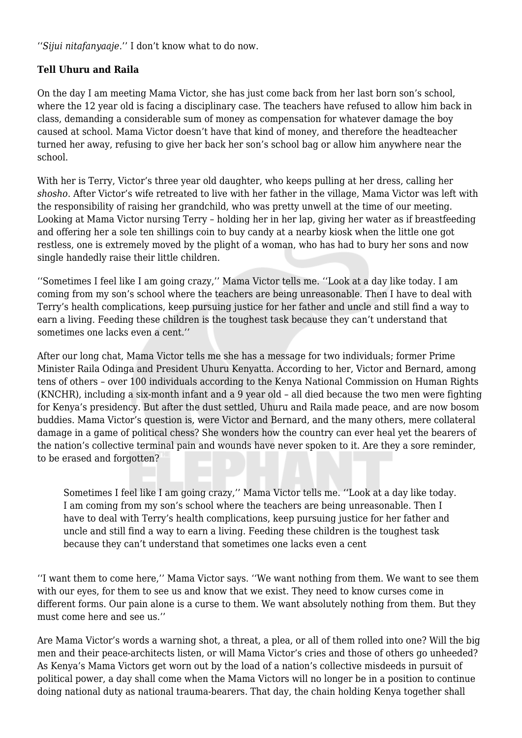''*Sijui nitafanyaaje*.'' I don't know what to do now.

**Tell Uhuru and Raila**

On the day I am meeting Mama Victor, she has just come back from her last born son's school, where the 12 year old is facing a disciplinary case. The teachers have refused to allow him back in class, demanding a considerable sum of money as compensation for whatever damage the boy caused at school. Mama Victor doesn't have that kind of money, and therefore the headteacher turned her away, refusing to give her back her son's school bag or allow him anywhere near the school.

With her is Terry, Victor's three year old daughter, who keeps pulling at her dress, calling her *shosho*. After Victor's wife retreated to live with her father in the village, Mama Victor was left with the responsibility of raising her grandchild, who was pretty unwell at the time of our meeting. Looking at Mama Victor nursing Terry – holding her in her lap, giving her water as if breastfeeding and offering her a sole ten shillings coin to buy candy at a nearby kiosk when the little one got restless, one is extremely moved by the plight of a woman, who has had to bury her sons and now single handedly raise their little children.

''Sometimes I feel like I am going crazy,'' Mama Victor tells me. ''Look at a day like today. I am coming from my son's school where the teachers are being unreasonable. Then I have to deal with Terry's health complications, keep pursuing justice for her father and uncle and still find a way to earn a living. Feeding these children is the toughest task because they can't understand that sometimes one lacks even a cent.''

After our long chat, Mama Victor tells me she has a message for two individuals; former Prime Minister Raila Odinga and President Uhuru Kenyatta. According to her, Victor and Bernard, among tens of others – over 100 individuals according to the Kenya National Commission on Human Rights (KNCHR), including a six-month infant and a 9 year old – all died because the two men were fighting for Kenya's presidency. But after the dust settled, Uhuru and Raila made peace, and are now bosom buddies. Mama Victor's question is, were Victor and Bernard, and the many others, mere collateral damage in a game of political chess? She wonders how the country can ever heal yet the bearers of the nation's collective terminal pain and wounds have never spoken to it. Are they a sore reminder, to be erased and forgotten?

> Sometimes I feel like I am going crazy,'' Mama Victor tells me. ''Look at a day like today. I am coming from my son's school where the teachers are being unreasonable. Then I have to deal with Terry's health complications, keep pursuing justice for her father and uncle and still find a way to earn a living. Feeding these children is the toughest task because they can't understand that sometimes one lacks even a cent

''I want them to come here,'' Mama Victor says. ''We want nothing from them. We want to see them with our eyes, for them to see us and know that we exist. They need to know curses come in different forms. Our pain alone is a curse to them. We want absolutely nothing from them. But they must come here and see us.''

Are Mama Victor's words a warning shot, a threat, a plea, or all of them rolled into one? Will the big men and their peace-architects listen, or will Mama Victor's cries and those of others go unheeded? As Kenya's Mama Victors get worn out by the load of a nation's collective misdeeds in pursuit of political power, a day shall come when the Mama Victors will no longer be in a position to continue doing national duty as national trauma-bearers. That day, the chain holding Kenya together shall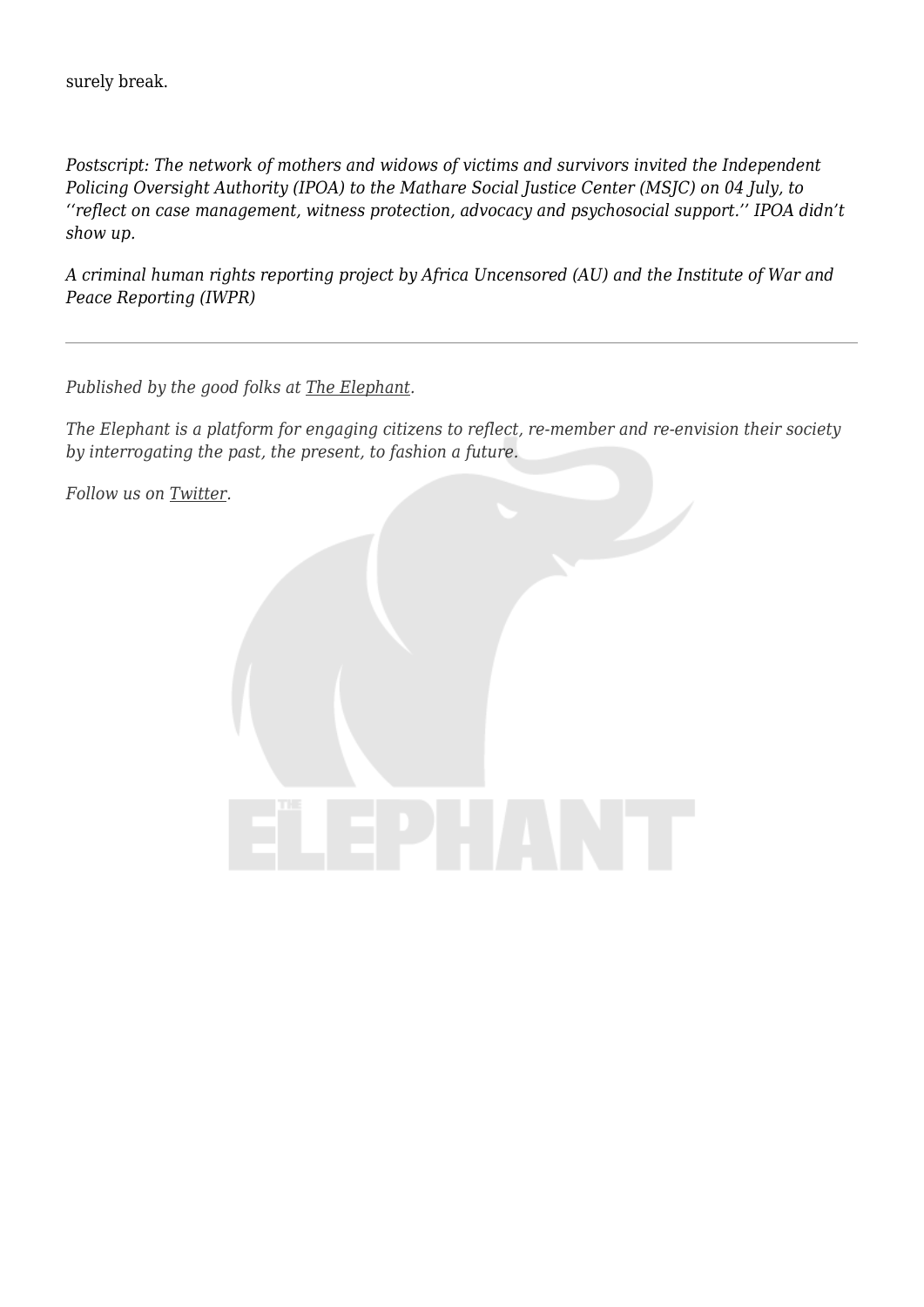surely break.

*Postscript: The network of mothers and widows of victims and survivors invited the Independent Policing Oversight Authority (IPOA) to the Mathare Social Justice Center (MSJC) on 04 July, to ''reflect on case management, witness protection, advocacy and psychosocial support.'' IPOA didn't show up.*

*A criminal human rights reporting project by Africa Uncensored (AU) and the Institute of War and Peace Reporting (IWPR)*

---

*Published by the good folks at The Elephant.*

*The Elephant is a platform for engaging citizens to reflect, re-member and re-envision their society by interrogating the past, the present, to fashion a future.*

*Follow us on Twitter.*